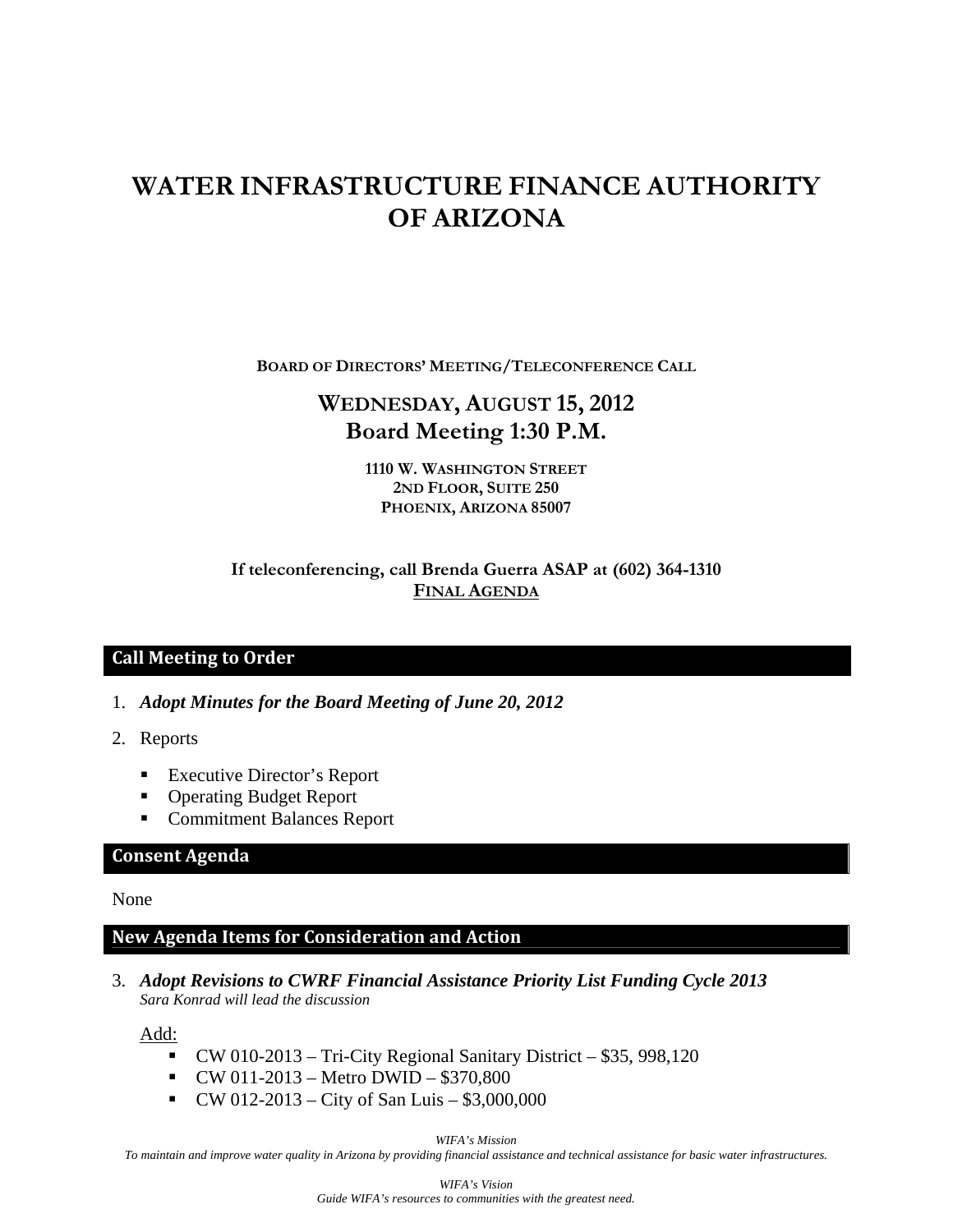# WATER INFRASTRUCTURE FINANCE AUTHORITY OF ARIZONA

**BOARD OF DIRECTORS' MEETING/TELECONFERENCE CALL**

## WEDNESDAY, AUGUST 15, 2012
## Board Meeting 1:30 P.M.

**1110 W. WASHINGTON STREET**
**2ND FLOOR, SUITE 250**
**PHOENIX, ARIZONA 85007**

**If teleconferencing, call Brenda Guerra ASAP at (602) 364-1310**
**FINAL AGENDA**

## Call Meeting to Order

1. ***Adopt Minutes for the Board Meeting of June 20, 2012***
2. Reports
   - Executive Director's Report
   - Operating Budget Report
   - Commitment Balances Report

## Consent Agenda

None

## New Agenda Items for Consideration and Action

3. ***Adopt Revisions to CWRF Financial Assistance Priority List Funding Cycle 2013***
   *Sara Konrad will lead the discussion*

   Add:
   - CW 010-2013 – Tri-City Regional Sanitary District – $35, 998,120
   - CW 011-2013 – Metro DWID – $370,800
   - CW 012-2013 – City of San Luis – $3,000,000

*WIFA's Mission*
*To maintain and improve water quality in Arizona by providing financial assistance and technical assistance for basic water infrastructures.*

*WIFA's Vision*
*Guide WIFA's resources to communities with the greatest need.*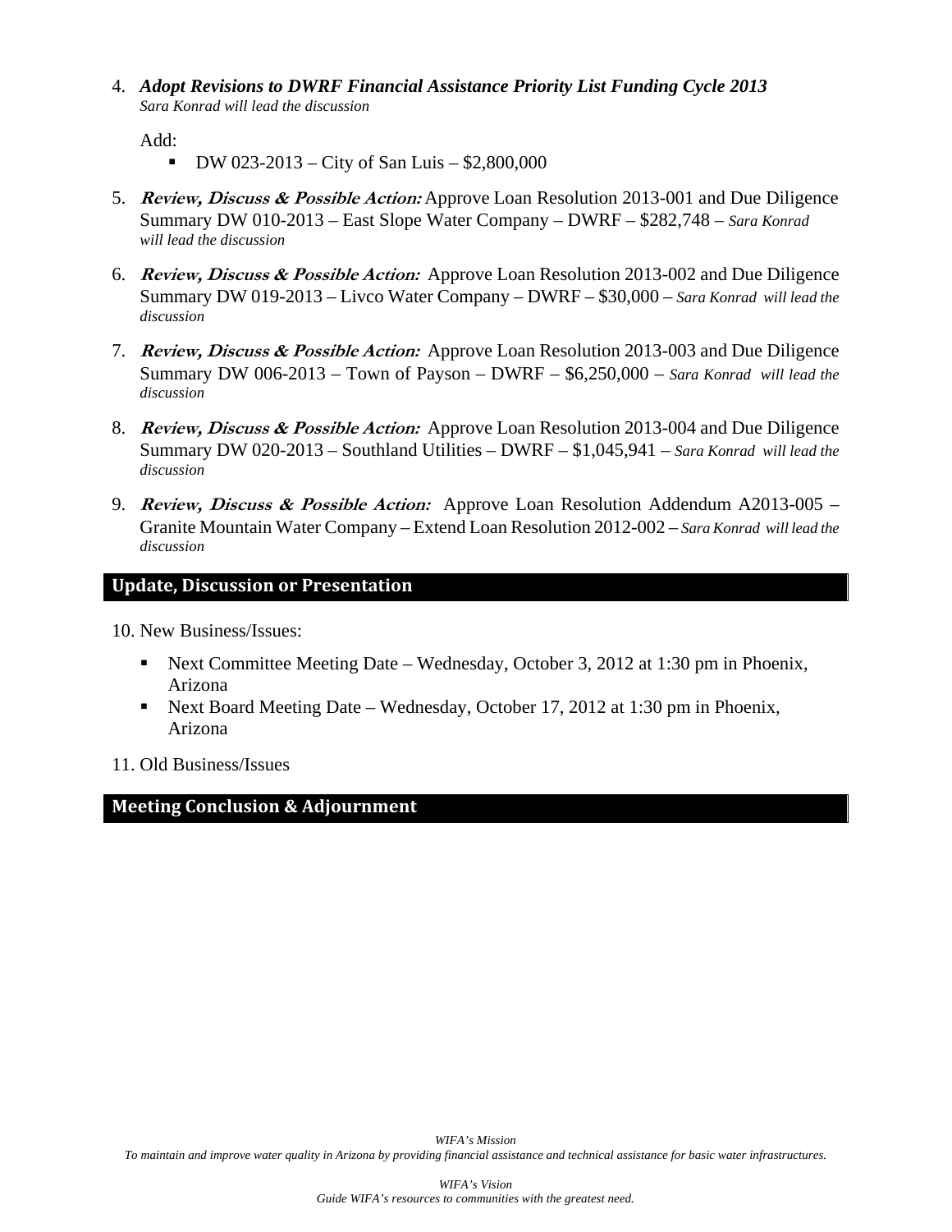4. ***Adopt Revisions to DWRF Financial Assistance Priority List Funding Cycle 2013***
   *Sara Konrad will lead the discussion*

   Add:
   - DW 023-2013 – City of San Luis – $2,800,000

5. ***Review, Discuss & Possible Action:*** Approve Loan Resolution 2013-001 and Due Diligence Summary DW 010-2013 – East Slope Water Company – DWRF – $282,748 – *Sara Konrad will lead the discussion*

6. ***Review, Discuss & Possible Action:*** Approve Loan Resolution 2013-002 and Due Diligence Summary DW 019-2013 – Livco Water Company – DWRF – $30,000 – *Sara Konrad will lead the discussion*

7. ***Review, Discuss & Possible Action:*** Approve Loan Resolution 2013-003 and Due Diligence Summary DW 006-2013 – Town of Payson – DWRF – $6,250,000 – *Sara Konrad will lead the discussion*

8. ***Review, Discuss & Possible Action:*** Approve Loan Resolution 2013-004 and Due Diligence Summary DW 020-2013 – Southland Utilities – DWRF – $1,045,941 – *Sara Konrad will lead the discussion*

9. ***Review, Discuss & Possible Action:*** Approve Loan Resolution Addendum A2013-005 – Granite Mountain Water Company – Extend Loan Resolution 2012-002 – *Sara Konrad will lead the discussion*

## Update, Discussion or Presentation

10. New Business/Issues:
    - Next Committee Meeting Date – Wednesday, October 3, 2012 at 1:30 pm in Phoenix, Arizona
    - Next Board Meeting Date – Wednesday, October 17, 2012 at 1:30 pm in Phoenix, Arizona

11. Old Business/Issues

## Meeting Conclusion & Adjournment

*WIFA's Mission*
*To maintain and improve water quality in Arizona by providing financial assistance and technical assistance for basic water infrastructures.*

*WIFA's Vision*
*Guide WIFA's resources to communities with the greatest need.*